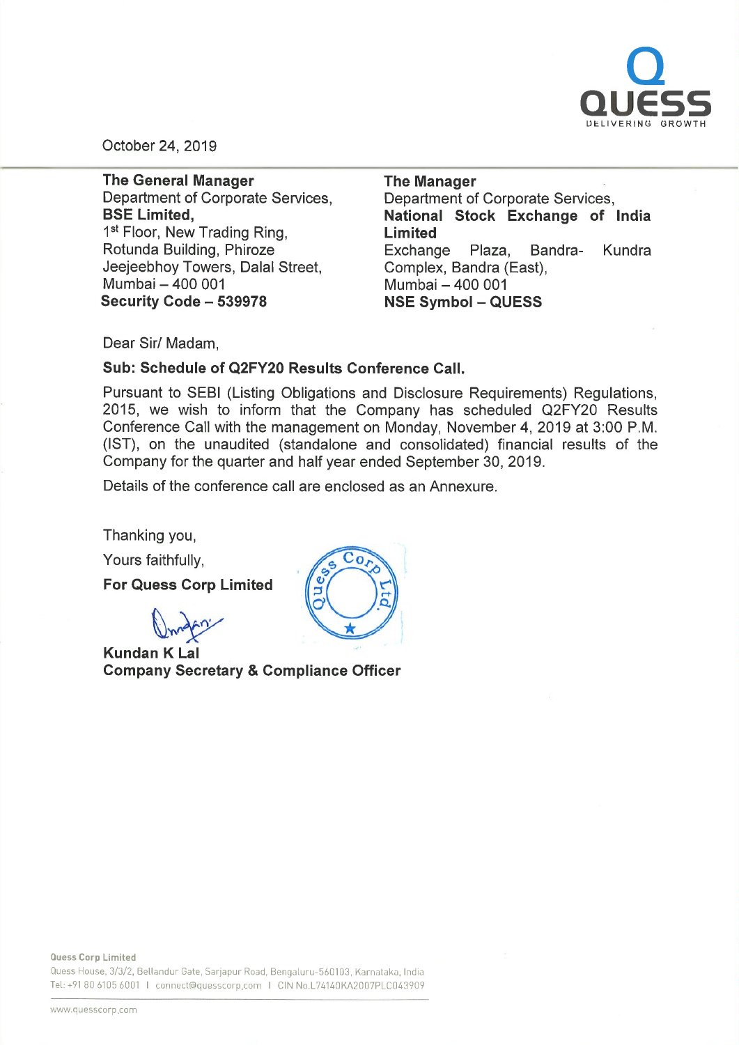October 24, 2019

**The General Manager**
Department of Corporate Services,
**BSE Limited,**
1st Floor, New Trading Ring,
Rotunda Building, Phiroze
Jeejeebhoy Towers, Dalal Street,
Mumbai – 400 001
**Security Code – 539978**

**The Manager**
Department of Corporate Services,
**National Stock Exchange of India Limited**
Exchange Plaza, Bandra- Kundra Complex, Bandra (East),
Mumbai – 400 001
**NSE Symbol – QUESS**

Dear Sir/ Madam,

**Sub: Schedule of Q2FY20 Results Conference Call.**

Pursuant to SEBI (Listing Obligations and Disclosure Requirements) Regulations, 2015, we wish to inform that the Company has scheduled Q2FY20 Results Conference Call with the management on Monday, November 4, 2019 at 3:00 P.M. (IST), on the unaudited (standalone and consolidated) financial results of the Company for the quarter and half year ended September 30, 2019.

Details of the conference call are enclosed as an Annexure.

Thanking you,

Yours faithfully,

**For Quess Corp Limited**

**Kundan K Lal**
**Company Secretary & Compliance Officer**

**Quess Corp Limited**
Quess House, 3/3/2, Bellandur Gate, Sarjapur Road, Bengaluru-560103, Karnataka, India
Tel: +91 80 6105 6001 | connect@quesscorp.com | CIN No.L74140KA2007PLC043909

www.quesscorp.com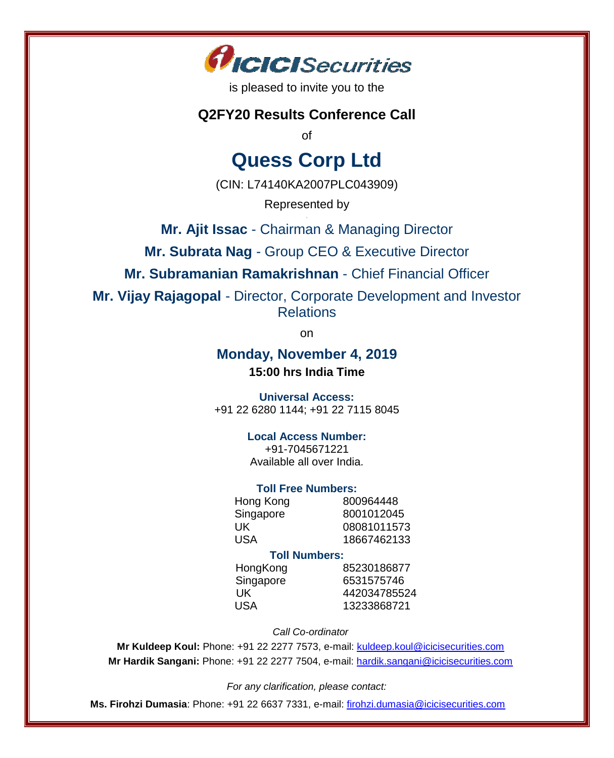**ICICI Securities**

is pleased to invite you to the

## Q2FY20 Results Conference Call

of

# Quess Corp Ltd

(CIN: L74140KA2007PLC043909)

Represented by

**Mr. Ajit Issac** - Chairman & Managing Director

**Mr. Subrata Nag** - Group CEO & Executive Director

**Mr. Subramanian Ramakrishnan** - Chief Financial Officer

**Mr. Vijay Rajagopal** - Director, Corporate Development and Investor Relations

on

**Monday, November 4, 2019**

**15:00 hrs India Time**

**Universal Access:**
+91 22 6280 1144; +91 22 7115 8045

**Local Access Number:**
+91-7045671221
Available all over India.

**Toll Free Numbers:**

| | |
|---|---|
| Hong Kong | 800964448 |
| Singapore | 8001012045 |
| UK | 08081011573 |
| USA | 18667462133 |

**Toll Numbers:**

| | |
|---|---|
| HongKong | 85230186877 |
| Singapore | 6531575746 |
| UK | 442034785524 |
| USA | 13233868721 |

*Call Co-ordinator*

**Mr Kuldeep Koul:** Phone: +91 22 2277 7573, e-mail: kuldeep.koul@icicisecurities.com

**Mr Hardik Sangani:** Phone: +91 22 2277 7504, e-mail: hardik.sangani@icicisecurities.com

*For any clarification, please contact:*

**Ms. Firohzi Dumasia**: Phone: +91 22 6637 7331, e-mail: firohzi.dumasia@icicisecurities.com